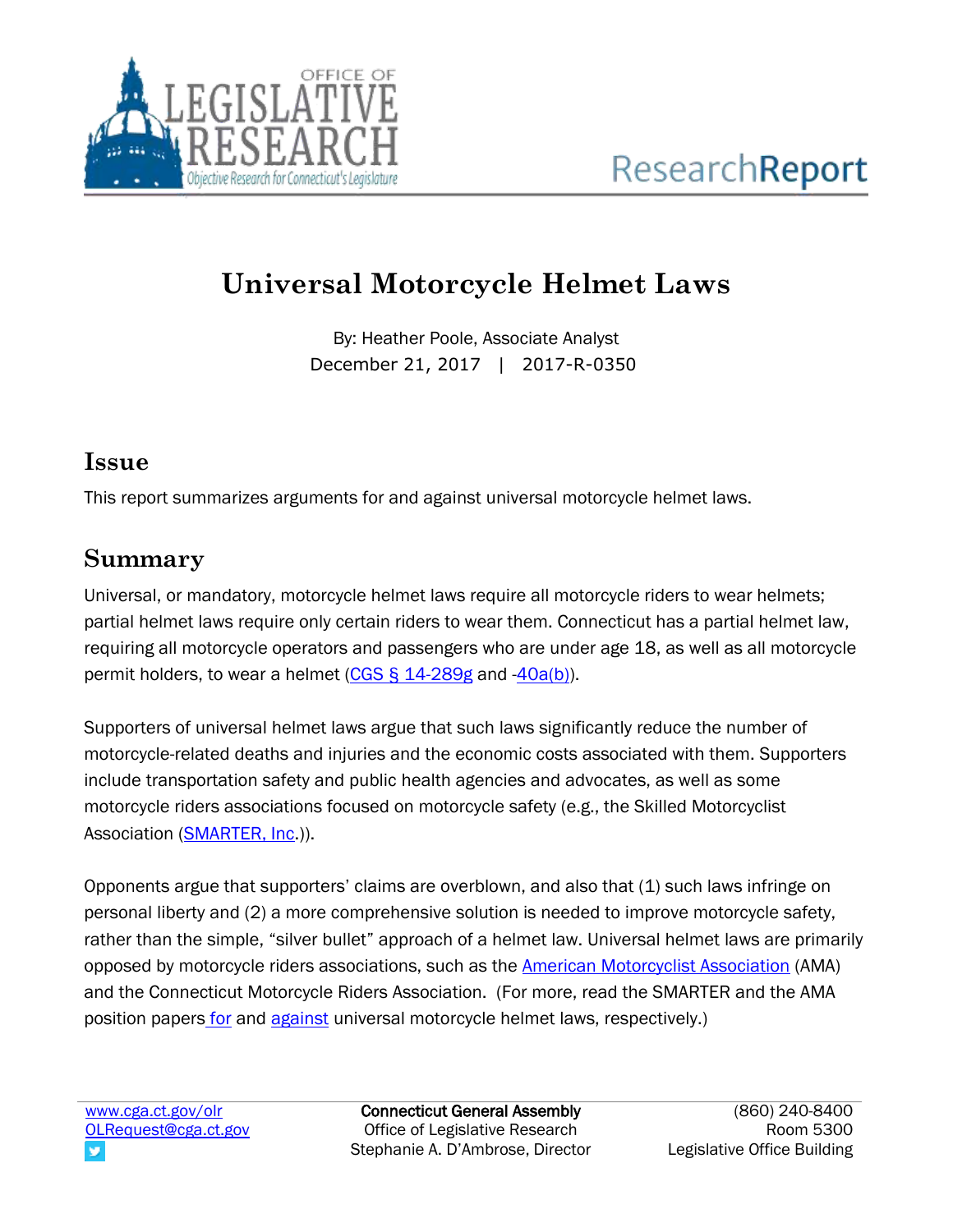OFFICE OF LEGISLATIVE RESEARCH

*Objective Research for Connecticut's Legislature*

ResearchReport

# Universal Motorcycle Helmet Laws

By: Heather Poole, Associate Analyst

December 21, 2017 | 2017-R-0350

## Issue

This report summarizes arguments for and against universal motorcycle helmet laws.

## Summary

Universal, or mandatory, motorcycle helmet laws require all motorcycle riders to wear helmets; partial helmet laws require only certain riders to wear them. Connecticut has a partial helmet law, requiring all motorcycle operators and passengers who are under age 18, as well as all motorcycle permit holders, to wear a helmet (CGS § 14-289g and -40a(b)).

Supporters of universal helmet laws argue that such laws significantly reduce the number of motorcycle-related deaths and injuries and the economic costs associated with them. Supporters include transportation safety and public health agencies and advocates, as well as some motorcycle riders associations focused on motorcycle safety (e.g., the Skilled Motorcyclist Association (SMARTER, Inc.)).

Opponents argue that supporters' claims are overblown, and also that (1) such laws infringe on personal liberty and (2) a more comprehensive solution is needed to improve motorcycle safety, rather than the simple, "silver bullet" approach of a helmet law. Universal helmet laws are primarily opposed by motorcycle riders associations, such as the American Motorcyclist Association (AMA) and the Connecticut Motorcycle Riders Association. (For more, read the SMARTER and the AMA position papers for and against universal motorcycle helmet laws, respectively.)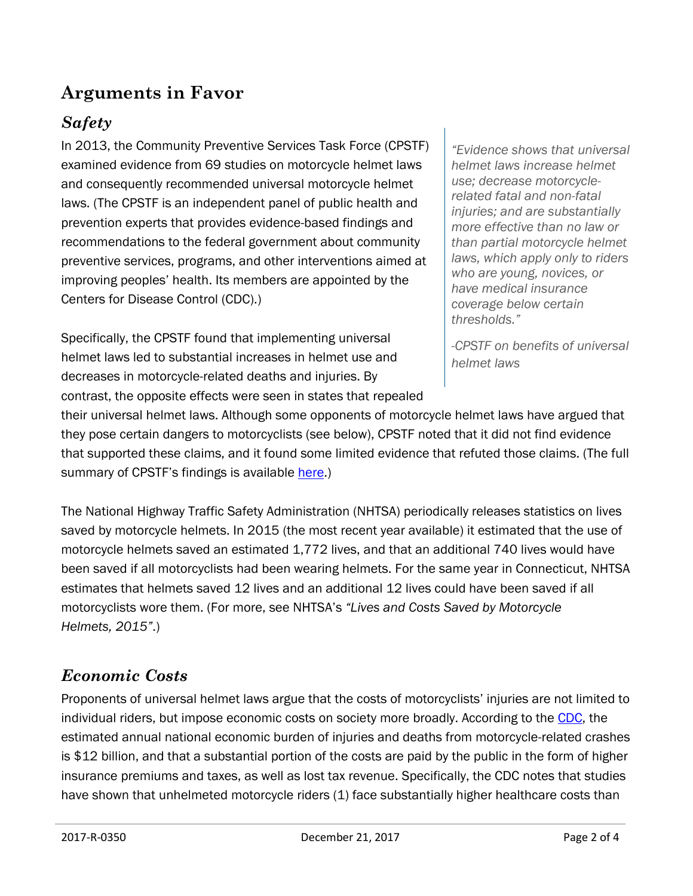## Arguments in Favor

### *Safety*

In 2013, the Community Preventive Services Task Force (CPSTF) examined evidence from 69 studies on motorcycle helmet laws and consequently recommended universal motorcycle helmet laws. (The CPSTF is an independent panel of public health and prevention experts that provides evidence-based findings and recommendations to the federal government about community preventive services, programs, and other interventions aimed at improving peoples' health. Its members are appointed by the Centers for Disease Control (CDC).)

> *"Evidence shows that universal helmet laws increase helmet use; decrease motorcycle-related fatal and non-fatal injuries; and are substantially more effective than no law or than partial motorcycle helmet laws, which apply only to riders who are young, novices, or have medical insurance coverage below certain thresholds."*
>
> *-CPSTF on benefits of universal helmet laws*

Specifically, the CPSTF found that implementing universal helmet laws led to substantial increases in helmet use and decreases in motorcycle-related deaths and injuries. By contrast, the opposite effects were seen in states that repealed their universal helmet laws. Although some opponents of motorcycle helmet laws have argued that they pose certain dangers to motorcyclists (see below), CPSTF noted that it did not find evidence that supported these claims, and it found some limited evidence that refuted those claims. (The full summary of CPSTF's findings is available here.)

The National Highway Traffic Safety Administration (NHTSA) periodically releases statistics on lives saved by motorcycle helmets. In 2015 (the most recent year available) it estimated that the use of motorcycle helmets saved an estimated 1,772 lives, and that an additional 740 lives would have been saved if all motorcyclists had been wearing helmets. For the same year in Connecticut, NHTSA estimates that helmets saved 12 lives and an additional 12 lives could have been saved if all motorcyclists wore them. (For more, see NHTSA's *"Lives and Costs Saved by Motorcycle Helmets, 2015"*.)

### *Economic Costs*

Proponents of universal helmet laws argue that the costs of motorcyclists' injuries are not limited to individual riders, but impose economic costs on society more broadly. According to the CDC, the estimated annual national economic burden of injuries and deaths from motorcycle-related crashes is $12 billion, and that a substantial portion of the costs are paid by the public in the form of higher insurance premiums and taxes, as well as lost tax revenue. Specifically, the CDC notes that studies have shown that unhelmeted motorcycle riders (1) face substantially higher healthcare costs than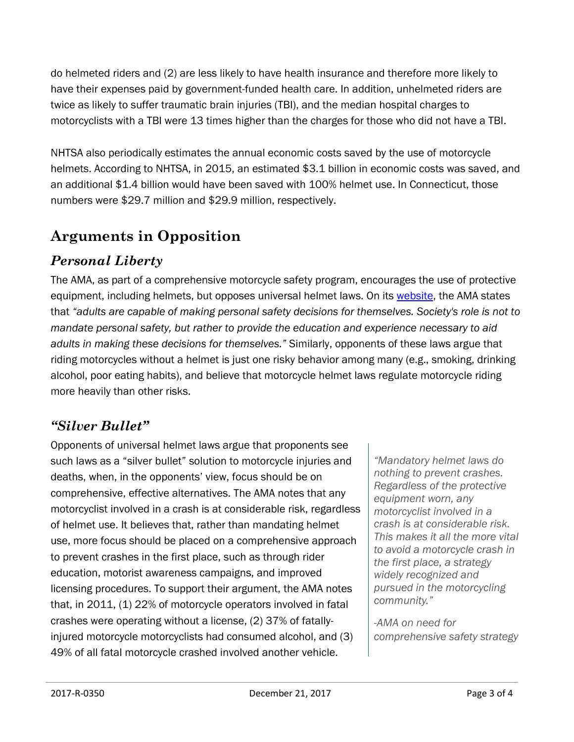do helmeted riders and (2) are less likely to have health insurance and therefore more likely to have their expenses paid by government-funded health care. In addition, unhelmeted riders are twice as likely to suffer traumatic brain injuries (TBI), and the median hospital charges to motorcyclists with a TBI were 13 times higher than the charges for those who did not have a TBI.

NHTSA also periodically estimates the annual economic costs saved by the use of motorcycle helmets. According to NHTSA, in 2015, an estimated $3.1 billion in economic costs was saved, and an additional $1.4 billion would have been saved with 100% helmet use. In Connecticut, those numbers were $29.7 million and $29.9 million, respectively.

## Arguments in Opposition

### *Personal Liberty*

The AMA, as part of a comprehensive motorcycle safety program, encourages the use of protective equipment, including helmets, but opposes universal helmet laws. On its website, the AMA states that *"adults are capable of making personal safety decisions for themselves. Society's role is not to mandate personal safety, but rather to provide the education and experience necessary to aid adults in making these decisions for themselves."* Similarly, opponents of these laws argue that riding motorcycles without a helmet is just one risky behavior among many (e.g., smoking, drinking alcohol, poor eating habits), and believe that motorcycle helmet laws regulate motorcycle riding more heavily than other risks.

### *"Silver Bullet"*

Opponents of universal helmet laws argue that proponents see such laws as a "silver bullet" solution to motorcycle injuries and deaths, when, in the opponents' view, focus should be on comprehensive, effective alternatives. The AMA notes that any motorcyclist involved in a crash is at considerable risk, regardless of helmet use. It believes that, rather than mandating helmet use, more focus should be placed on a comprehensive approach to prevent crashes in the first place, such as through rider education, motorist awareness campaigns, and improved licensing procedures. To support their argument, the AMA notes that, in 2011, (1) 22% of motorcycle operators involved in fatal crashes were operating without a license, (2) 37% of fatally-injured motorcycle motorcyclists had consumed alcohol, and (3) 49% of all fatal motorcycle crashed involved another vehicle.

> *"Mandatory helmet laws do nothing to prevent crashes. Regardless of the protective equipment worn, any motorcyclist involved in a crash is at considerable risk. This makes it all the more vital to avoid a motorcycle crash in the first place, a strategy widely recognized and pursued in the motorcycling community."*
>
> *-AMA on need for comprehensive safety strategy*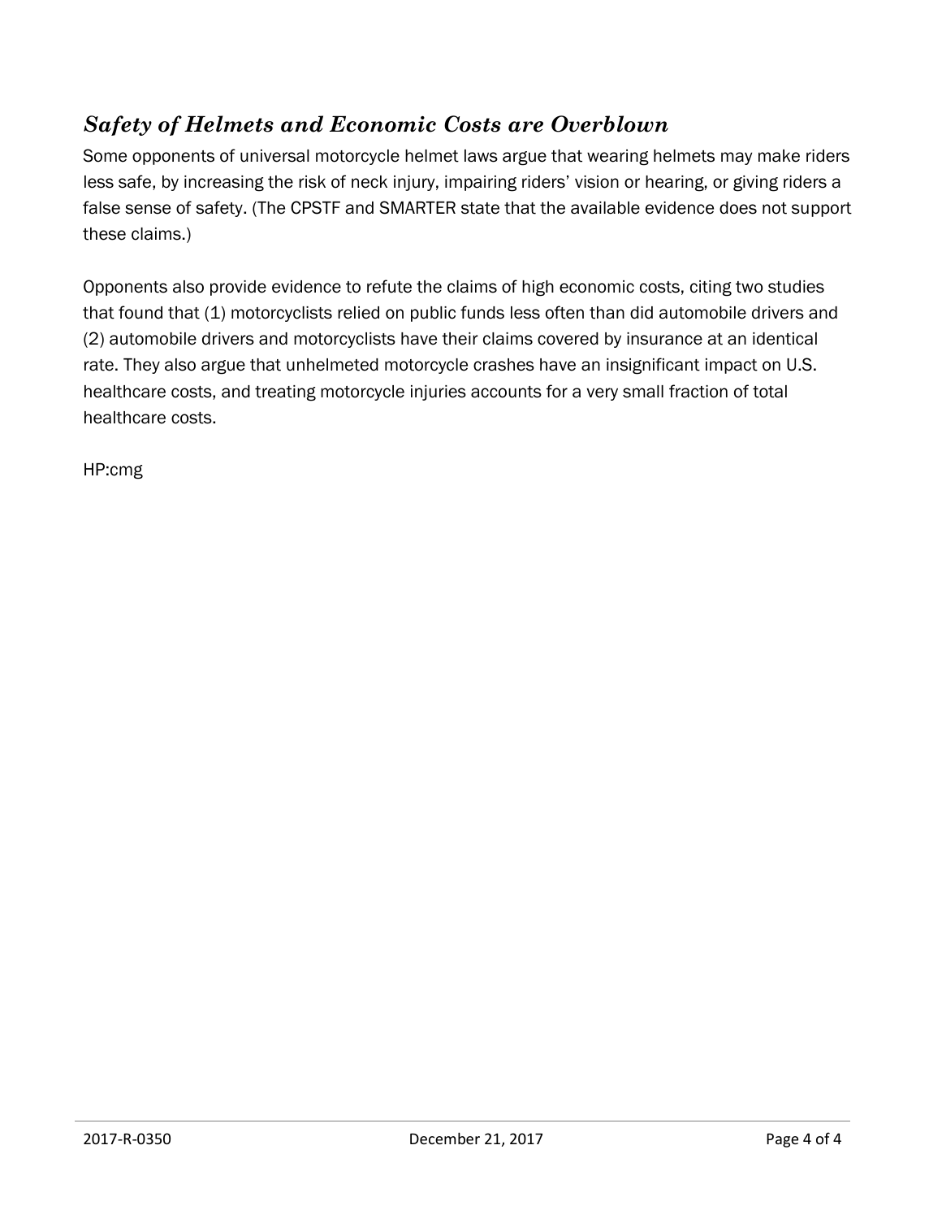### *Safety of Helmets and Economic Costs are Overblown*

Some opponents of universal motorcycle helmet laws argue that wearing helmets may make riders less safe, by increasing the risk of neck injury, impairing riders' vision or hearing, or giving riders a false sense of safety. (The CPSTF and SMARTER state that the available evidence does not support these claims.)

Opponents also provide evidence to refute the claims of high economic costs, citing two studies that found that (1) motorcyclists relied on public funds less often than did automobile drivers and (2) automobile drivers and motorcyclists have their claims covered by insurance at an identical rate. They also argue that unhelmeted motorcycle crashes have an insignificant impact on U.S. healthcare costs, and treating motorcycle injuries accounts for a very small fraction of total healthcare costs.

HP:cmg